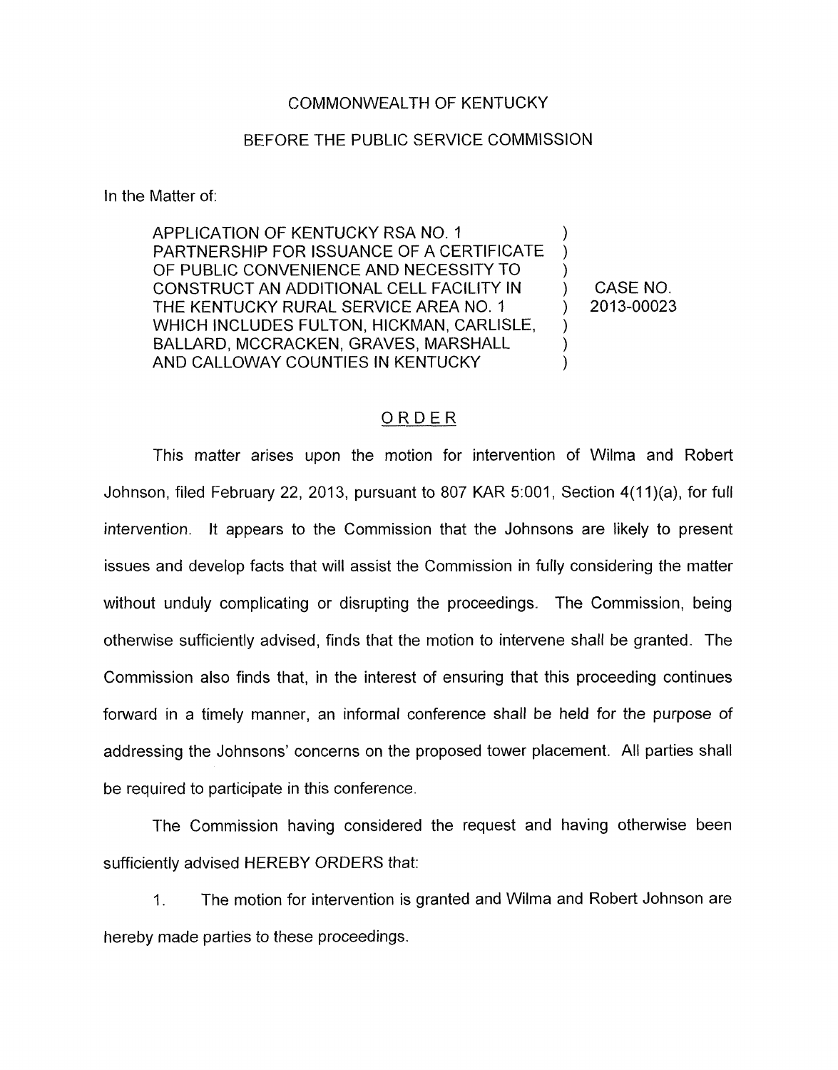COMMONWEALTH OF KENTUCKY

BEFORE THE PUBLIC SERVICE COMMISSION

In the Matter of:

| | | |
|---|---|---|
| APPLICATION OF KENTUCKY RSA NO. 1 PARTNERSHIP FOR ISSUANCE OF A CERTIFICATE OF PUBLIC CONVENIENCE AND NECESSITY TO CONSTRUCT AN ADDITIONAL CELL FACILITY IN THE KENTUCKY RURAL SERVICE AREA NO. 1 WHICH INCLUDES FULTON, HICKMAN, CARLISLE, BALLARD, MCCRACKEN, GRAVES, MARSHALL AND CALLOWAY COUNTIES IN KENTUCKY | ) | CASE NO. 2013-00023 |

## ORDER

This matter arises upon the motion for intervention of Wilma and Robert Johnson, filed February 22, 2013, pursuant to 807 KAR 5:001, Section 4(11)(a), for full intervention. It appears to the Commission that the Johnsons are likely to present issues and develop facts that will assist the Commission in fully considering the matter without unduly complicating or disrupting the proceedings. The Commission, being otherwise sufficiently advised, finds that the motion to intervene shall be granted. The Commission also finds that, in the interest of ensuring that this proceeding continues forward in a timely manner, an informal conference shall be held for the purpose of addressing the Johnsons' concerns on the proposed tower placement. All parties shall be required to participate in this conference.

The Commission having considered the request and having otherwise been sufficiently advised HEREBY ORDERS that:

1. The motion for intervention is granted and Wilma and Robert Johnson are hereby made parties to these proceedings.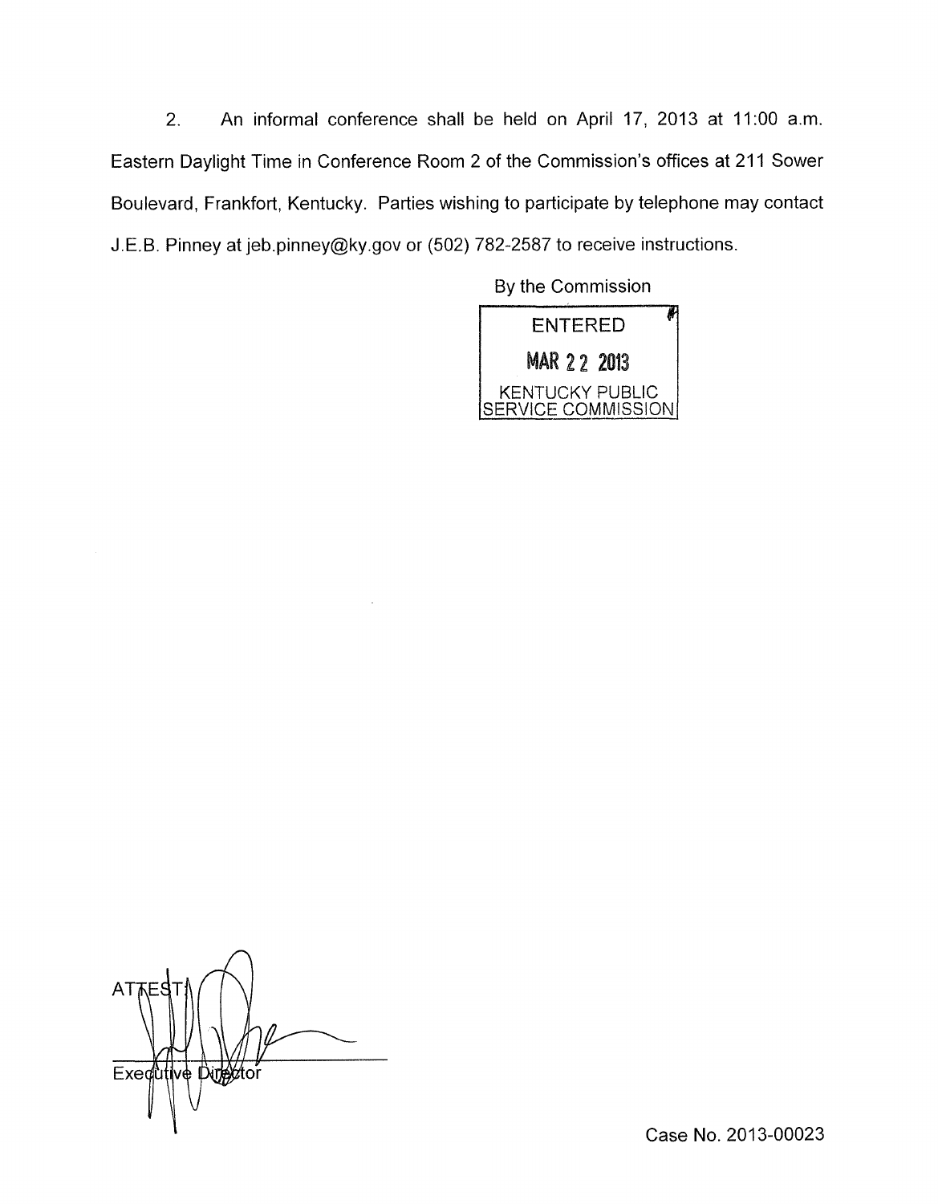2. An informal conference shall be held on April 17, 2013 at 11:00 a.m. Eastern Daylight Time in Conference Room 2 of the Commission's offices at 211 Sower Boulevard, Frankfort, Kentucky. Parties wishing to participate by telephone may contact J.E.B. Pinney at jeb.pinney@ky.gov or (502) 782-2587 to receive instructions.

By the Commission

ENTERED
MAR 22 2013
KENTUCKY PUBLIC SERVICE COMMISSION

ATTEST:

Executive Director

Case No. 2013-00023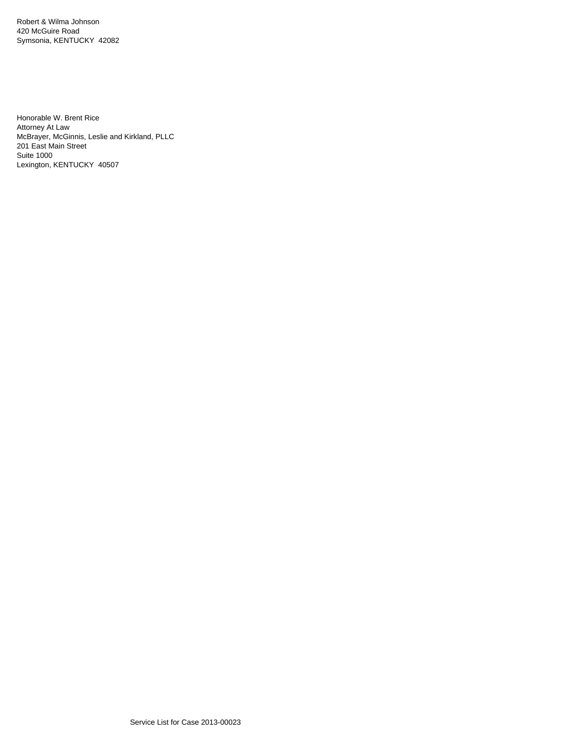Robert & Wilma Johnson
420 McGuire Road
Symsonia, KENTUCKY 42082

Honorable W. Brent Rice
Attorney At Law
McBrayer, McGinnis, Leslie and Kirkland, PLLC
201 East Main Street
Suite 1000
Lexington, KENTUCKY 40507